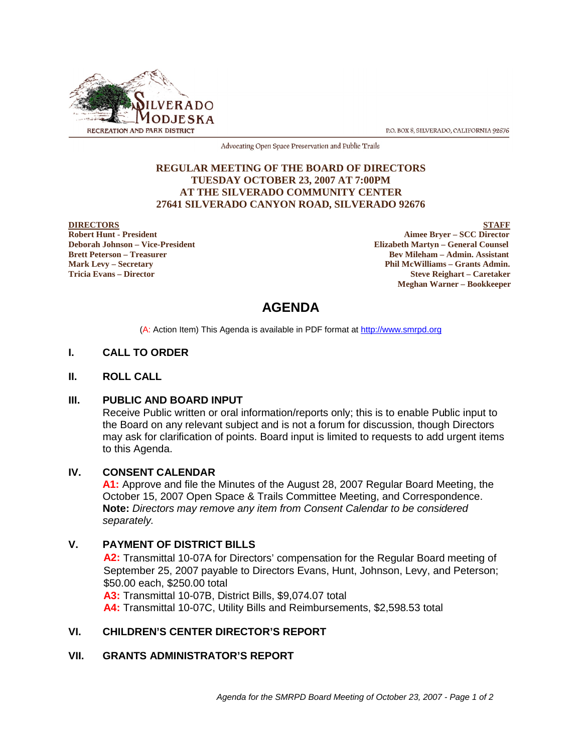SILVERADO MODJESKA RECREATION AND PARK DISTRICT

P.O. BOX 8, SILVERADO, CALIFORNIA 92676

Advocating Open Space Preservation and Public Trails

**REGULAR MEETING OF THE BOARD OF DIRECTORS**
**TUESDAY OCTOBER 23, 2007 AT 7:00PM**
**AT THE SILVERADO COMMUNITY CENTER**
**27641 SILVERADO CANYON ROAD, SILVERADO 92676**

| **DIRECTORS** | **STAFF** |
|---|---|
| **Robert Hunt - President** | **Aimee Bryer – SCC Director** |
| **Deborah Johnson – Vice-President** | **Elizabeth Martyn – General Counsel** |
| **Brett Peterson – Treasurer** | **Bev Mileham – Admin. Assistant** |
| **Mark Levy – Secretary** | **Phil McWilliams – Grants Admin.** |
| **Tricia Evans – Director** | **Steve Reighart – Caretaker** |
| | **Meghan Warner – Bookkeeper** |

# AGENDA

(A: Action Item) This Agenda is available in PDF format at http://www.smrpd.org

## I. CALL TO ORDER

## II. ROLL CALL

## III. PUBLIC AND BOARD INPUT

Receive Public written or oral information/reports only; this is to enable Public input to the Board on any relevant subject and is not a forum for discussion, though Directors may ask for clarification of points. Board input is limited to requests to add urgent items to this Agenda.

## IV. CONSENT CALENDAR

**A1:** Approve and file the Minutes of the August 28, 2007 Regular Board Meeting, the October 15, 2007 Open Space & Trails Committee Meeting, and Correspondence. **Note:** *Directors may remove any item from Consent Calendar to be considered separately.*

## V. PAYMENT OF DISTRICT BILLS

**A2:** Transmittal 10-07A for Directors' compensation for the Regular Board meeting of September 25, 2007 payable to Directors Evans, Hunt, Johnson, Levy, and Peterson; $50.00 each, $250.00 total

**A3:** Transmittal 10-07B, District Bills, $9,074.07 total

**A4:** Transmittal 10-07C, Utility Bills and Reimbursements, $2,598.53 total

## VI. CHILDREN'S CENTER DIRECTOR'S REPORT

## VII. GRANTS ADMINISTRATOR'S REPORT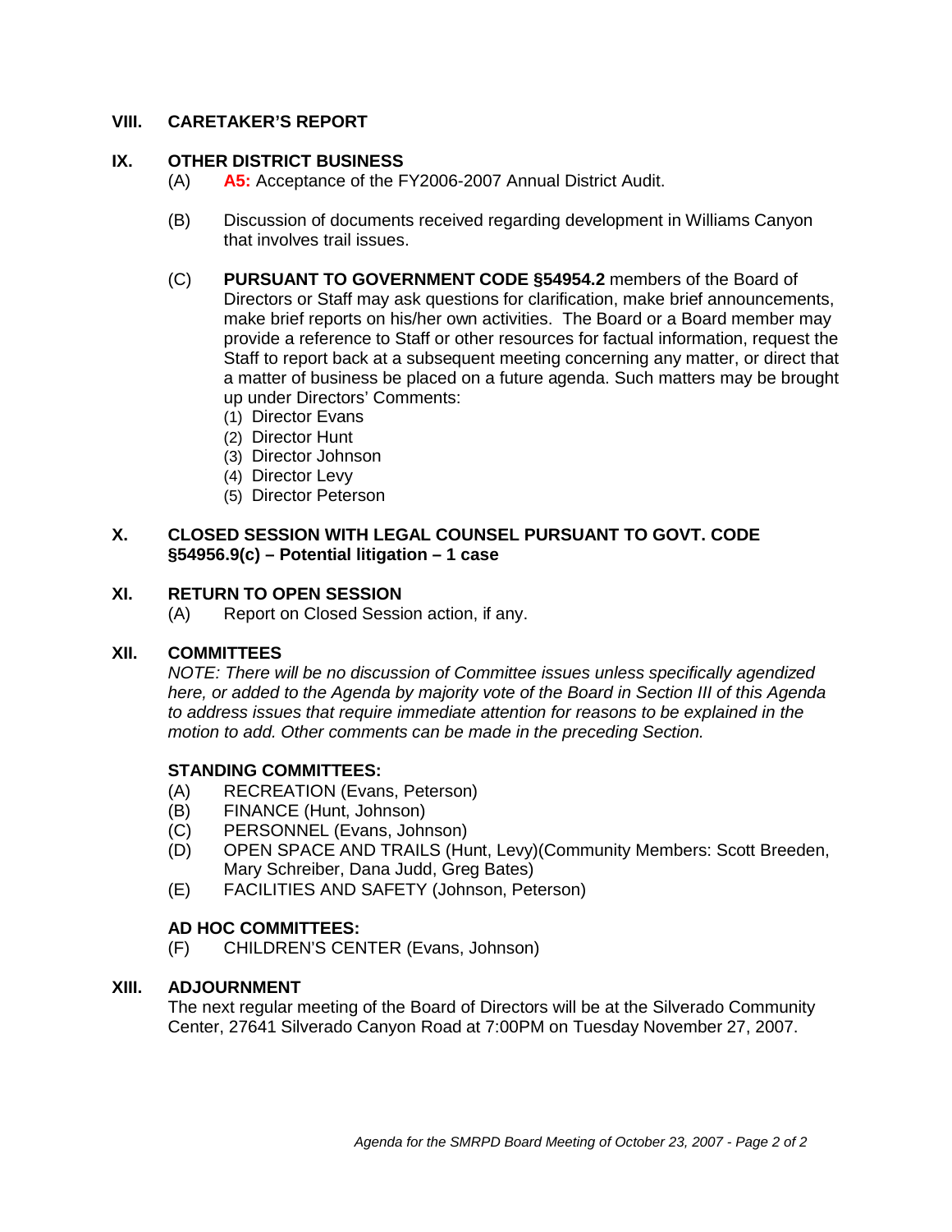## VIII. CARETAKER'S REPORT

## IX. OTHER DISTRICT BUSINESS

(A) **A5:** Acceptance of the FY2006-2007 Annual District Audit.

(B) Discussion of documents received regarding development in Williams Canyon that involves trail issues.

(C) **PURSUANT TO GOVERNMENT CODE §54954.2** members of the Board of Directors or Staff may ask questions for clarification, make brief announcements, make brief reports on his/her own activities. The Board or a Board member may provide a reference to Staff or other resources for factual information, request the Staff to report back at a subsequent meeting concerning any matter, or direct that a matter of business be placed on a future agenda. Such matters may be brought up under Directors' Comments:

(1) Director Evans
(2) Director Hunt
(3) Director Johnson
(4) Director Levy
(5) Director Peterson

## X. CLOSED SESSION WITH LEGAL COUNSEL PURSUANT TO GOVT. CODE §54956.9(c) – Potential litigation – 1 case

## XI. RETURN TO OPEN SESSION

(A) Report on Closed Session action, if any.

## XII. COMMITTEES

*NOTE: There will be no discussion of Committee issues unless specifically agendized here, or added to the Agenda by majority vote of the Board in Section III of this Agenda to address issues that require immediate attention for reasons to be explained in the motion to add. Other comments can be made in the preceding Section.*

### STANDING COMMITTEES:

(A) RECREATION (Evans, Peterson)
(B) FINANCE (Hunt, Johnson)
(C) PERSONNEL (Evans, Johnson)
(D) OPEN SPACE AND TRAILS (Hunt, Levy)(Community Members: Scott Breeden, Mary Schreiber, Dana Judd, Greg Bates)
(E) FACILITIES AND SAFETY (Johnson, Peterson)

### AD HOC COMMITTEES:

(F) CHILDREN'S CENTER (Evans, Johnson)

## XIII. ADJOURNMENT

The next regular meeting of the Board of Directors will be at the Silverado Community Center, 27641 Silverado Canyon Road at 7:00PM on Tuesday November 27, 2007.